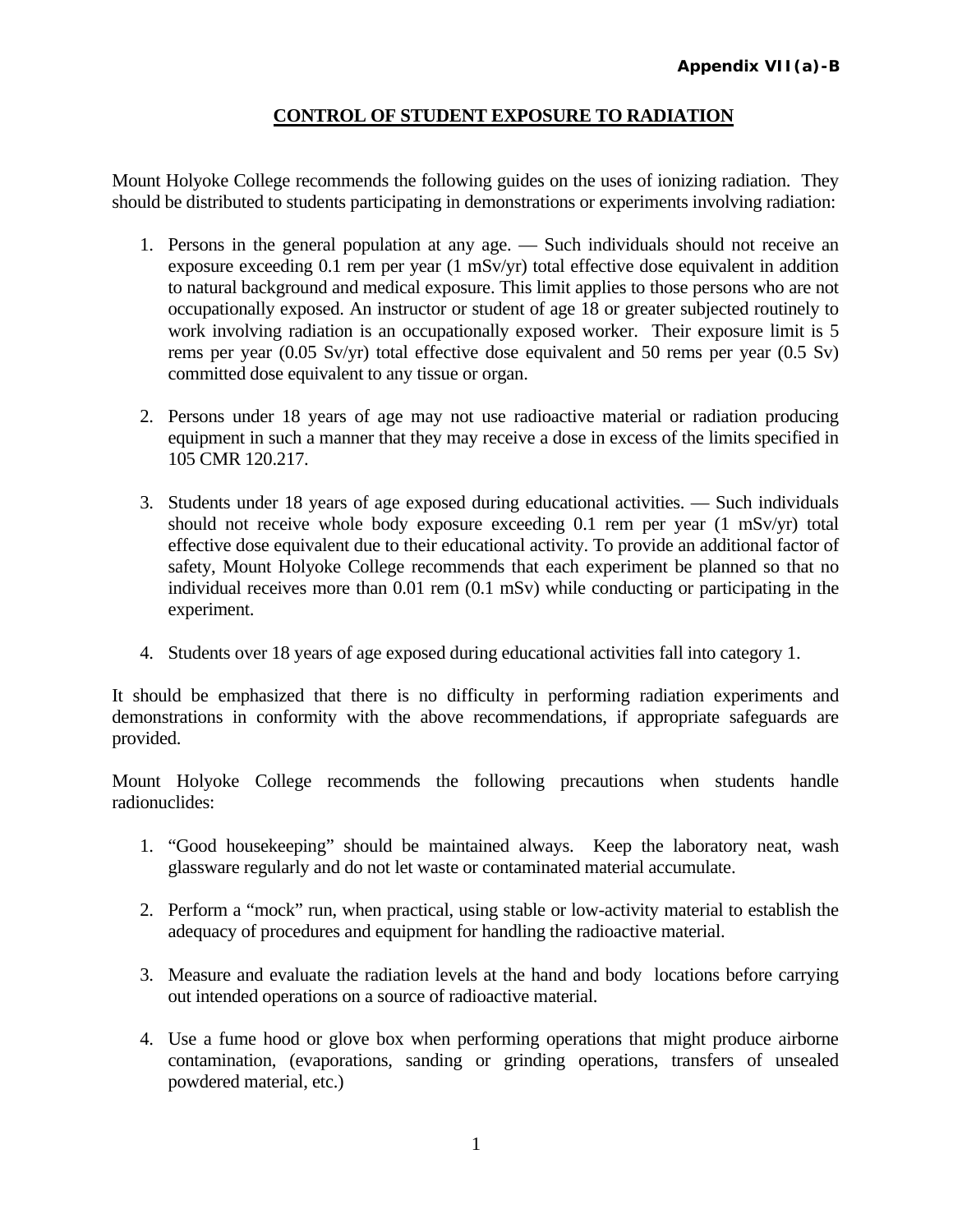**Appendix VII(a)-B**

# CONTROL OF STUDENT EXPOSURE TO RADIATION

Mount Holyoke College recommends the following guides on the uses of ionizing radiation. They should be distributed to students participating in demonstrations or experiments involving radiation:

1. Persons in the general population at any age. — Such individuals should not receive an exposure exceeding 0.1 rem per year (1 mSv/yr) total effective dose equivalent in addition to natural background and medical exposure. This limit applies to those persons who are not occupationally exposed. An instructor or student of age 18 or greater subjected routinely to work involving radiation is an occupationally exposed worker. Their exposure limit is 5 rems per year (0.05 Sv/yr) total effective dose equivalent and 50 rems per year (0.5 Sv) committed dose equivalent to any tissue or organ.

2. Persons under 18 years of age may not use radioactive material or radiation producing equipment in such a manner that they may receive a dose in excess of the limits specified in 105 CMR 120.217.

3. Students under 18 years of age exposed during educational activities. — Such individuals should not receive whole body exposure exceeding 0.1 rem per year (1 mSv/yr) total effective dose equivalent due to their educational activity. To provide an additional factor of safety, Mount Holyoke College recommends that each experiment be planned so that no individual receives more than 0.01 rem (0.1 mSv) while conducting or participating in the experiment.

4. Students over 18 years of age exposed during educational activities fall into category 1.

It should be emphasized that there is no difficulty in performing radiation experiments and demonstrations in conformity with the above recommendations, if appropriate safeguards are provided.

Mount Holyoke College recommends the following precautions when students handle radionuclides:

1. "Good housekeeping" should be maintained always. Keep the laboratory neat, wash glassware regularly and do not let waste or contaminated material accumulate.

2. Perform a "mock" run, when practical, using stable or low-activity material to establish the adequacy of procedures and equipment for handling the radioactive material.

3. Measure and evaluate the radiation levels at the hand and body locations before carrying out intended operations on a source of radioactive material.

4. Use a fume hood or glove box when performing operations that might produce airborne contamination, (evaporations, sanding or grinding operations, transfers of unsealed powdered material, etc.)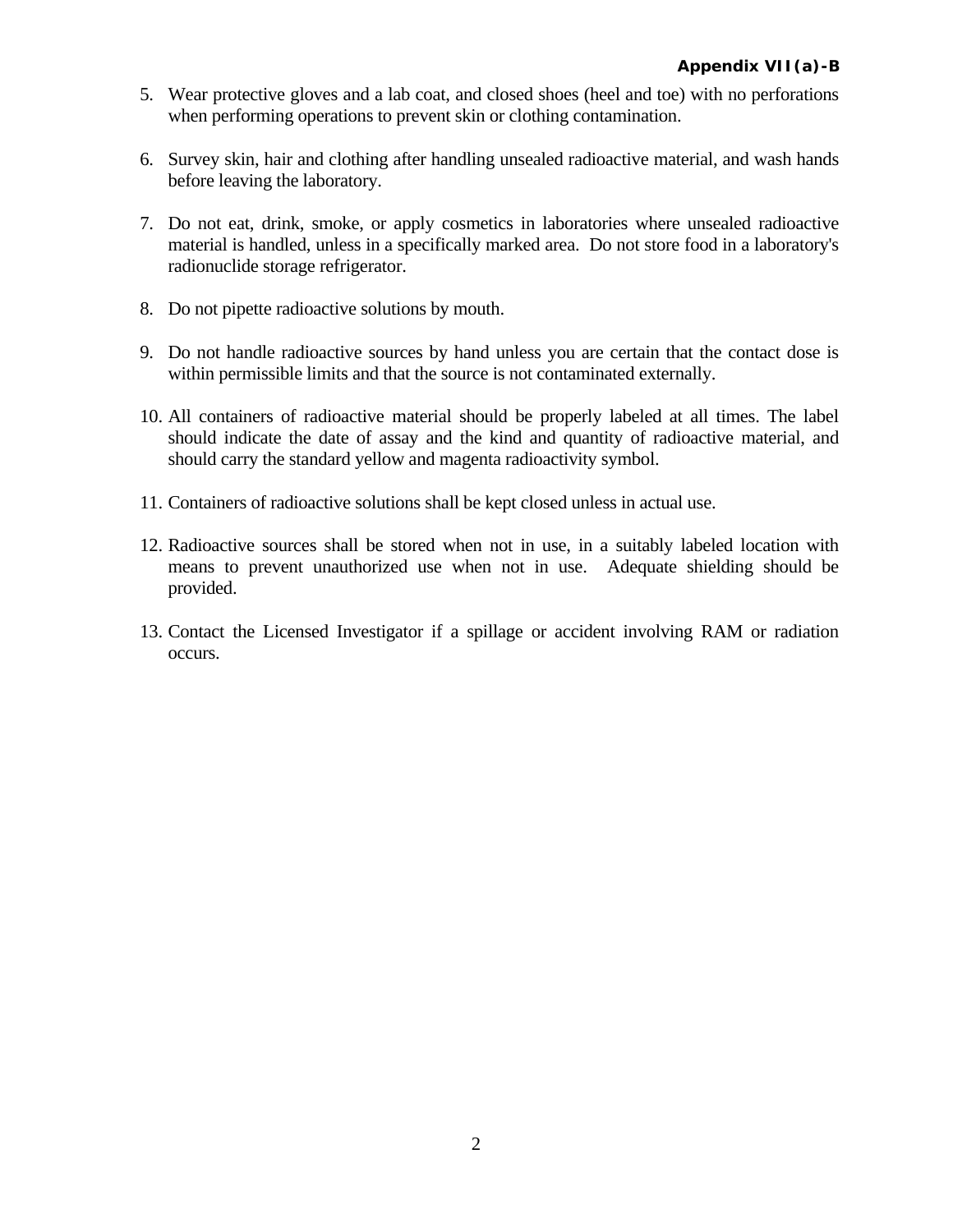5. Wear protective gloves and a lab coat, and closed shoes (heel and toe) with no perforations when performing operations to prevent skin or clothing contamination.

6. Survey skin, hair and clothing after handling unsealed radioactive material, and wash hands before leaving the laboratory.

7. Do not eat, drink, smoke, or apply cosmetics in laboratories where unsealed radioactive material is handled, unless in a specifically marked area. Do not store food in a laboratory's radionuclide storage refrigerator.

8. Do not pipette radioactive solutions by mouth.

9. Do not handle radioactive sources by hand unless you are certain that the contact dose is within permissible limits and that the source is not contaminated externally.

10. All containers of radioactive material should be properly labeled at all times. The label should indicate the date of assay and the kind and quantity of radioactive material, and should carry the standard yellow and magenta radioactivity symbol.

11. Containers of radioactive solutions shall be kept closed unless in actual use.

12. Radioactive sources shall be stored when not in use, in a suitably labeled location with means to prevent unauthorized use when not in use. Adequate shielding should be provided.

13. Contact the Licensed Investigator if a spillage or accident involving RAM or radiation occurs.